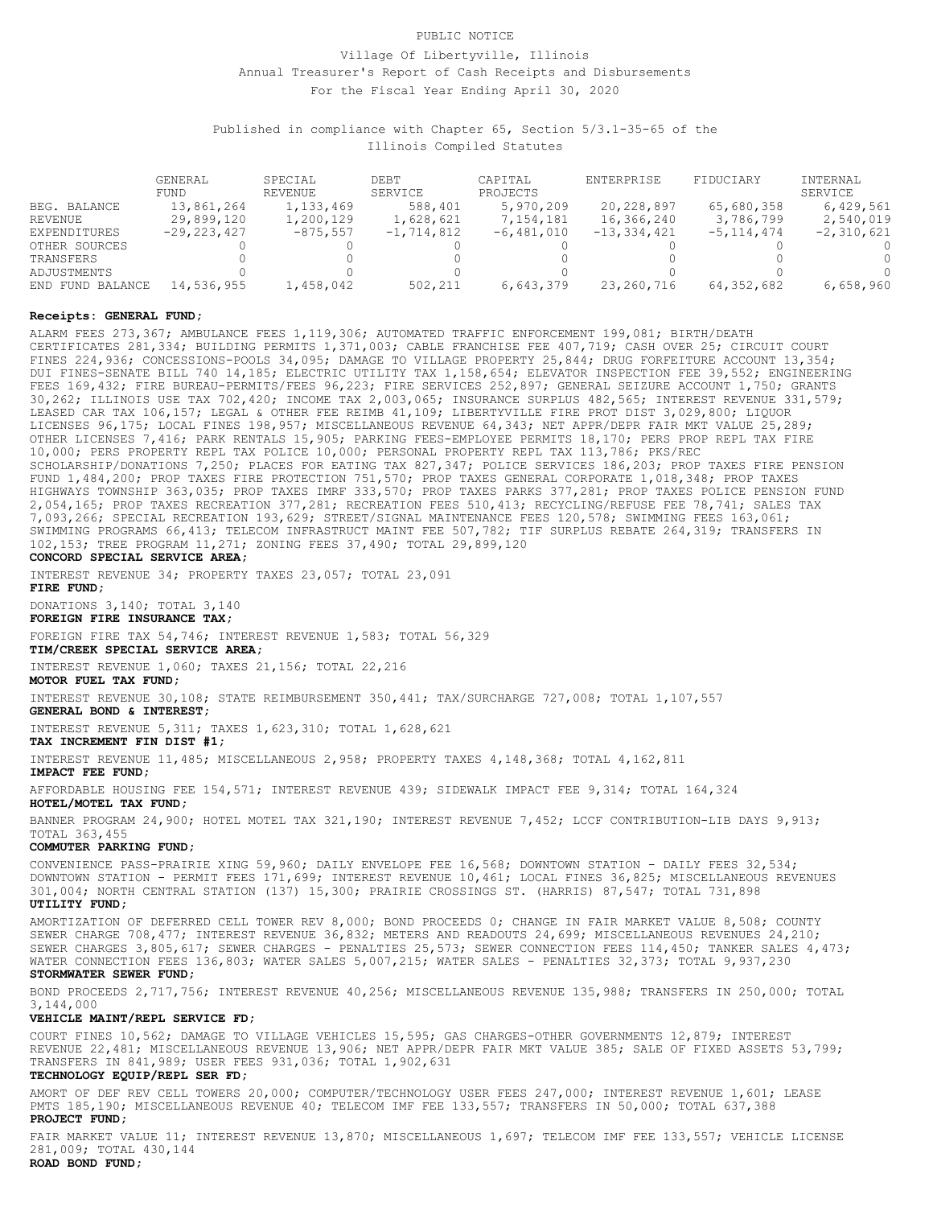PUBLIC NOTICE

Village Of Libertyville, Illinois

Annual Treasurer's Report of Cash Receipts and Disbursements

For the Fiscal Year Ending April 30, 2020

Published in compliance with Chapter 65, Section 5/3.1-35-65 of the Illinois Compiled Statutes

| | GENERAL FUND | SPECIAL REVENUE | DEBT SERVICE | CAPITAL PROJECTS | ENTERPRISE | FIDUCIARY | INTERNAL SERVICE |
|---|---|---|---|---|---|---|---|
| BEG. BALANCE | 13,861,264 | 1,133,469 | 588,401 | 5,970,209 | 20,228,897 | 65,680,358 | 6,429,561 |
| REVENUE | 29,899,120 | 1,200,129 | 1,628,621 | 7,154,181 | 16,366,240 | 3,786,799 | 2,540,019 |
| EXPENDITURES | -29,223,427 | -875,557 | -1,714,812 | -6,481,010 | -13,334,421 | -5,114,474 | -2,310,621 |
| OTHER SOURCES | 0 | 0 | 0 | 0 | 0 | 0 | 0 |
| TRANSFERS | 0 | 0 | 0 | 0 | 0 | 0 | 0 |
| ADJUSTMENTS | 0 | 0 | 0 | 0 | 0 | 0 | 0 |
| END FUND BALANCE | 14,536,955 | 1,458,042 | 502,211 | 6,643,379 | 23,260,716 | 64,352,682 | 6,658,960 |

**Receipts: GENERAL FUND;**

ALARM FEES 273,367; AMBULANCE FEES 1,119,306; AUTOMATED TRAFFIC ENFORCEMENT 199,081; BIRTH/DEATH CERTIFICATES 281,334; BUILDING PERMITS 1,371,003; CABLE FRANCHISE FEE 407,719; CASH OVER 25; CIRCUIT COURT FINES 224,936; CONCESSIONS-POOLS 34,095; DAMAGE TO VILLAGE PROPERTY 25,844; DRUG FORFEITURE ACCOUNT 13,354; DUI FINES-SENATE BILL 740 14,185; ELECTRIC UTILITY TAX 1,158,654; ELEVATOR INSPECTION FEE 39,552; ENGINEERING FEES 169,432; FIRE BUREAU-PERMITS/FEES 96,223; FIRE SERVICES 252,897; GENERAL SEIZURE ACCOUNT 1,750; GRANTS 30,262; ILLINOIS USE TAX 702,420; INCOME TAX 2,003,065; INSURANCE SURPLUS 482,565; INTEREST REVENUE 331,579; LEASED CAR TAX 106,157; LEGAL & OTHER FEE REIMB 41,109; LIBERTYVILLE FIRE PROT DIST 3,029,800; LIQUOR LICENSES 96,175; LOCAL FINES 198,957; MISCELLANEOUS REVENUE 64,343; NET APPR/DEPR FAIR MKT VALUE 25,289; OTHER LICENSES 7,416; PARK RENTALS 15,905; PARKING FEES-EMPLOYEE PERMITS 18,170; PERS PROP REPL TAX FIRE 10,000; PERS PROPERTY REPL TAX POLICE 10,000; PERSONAL PROPERTY REPL TAX 113,786; PKS/REC SCHOLARSHIP/DONATIONS 7,250; PLACES FOR EATING TAX 827,347; POLICE SERVICES 186,203; PROP TAXES FIRE PENSION FUND 1,484,200; PROP TAXES FIRE PROTECTION 751,570; PROP TAXES GENERAL CORPORATE 1,018,348; PROP TAXES HIGHWAYS TOWNSHIP 363,035; PROP TAXES IMRF 333,570; PROP TAXES PARKS 377,281; PROP TAXES POLICE PENSION FUND 2,054,165; PROP TAXES RECREATION 377,281; RECREATION FEES 510,413; RECYCLING/REFUSE FEE 78,741; SALES TAX 7,093,266; SPECIAL RECREATION 193,629; STREET/SIGNAL MAINTENANCE FEES 120,578; SWIMMING FEES 163,061; SWIMMING PROGRAMS 66,413; TELECOM INFRASTRUCT MAINT FEE 507,782; TIF SURPLUS REBATE 264,319; TRANSFERS IN 102,153; TREE PROGRAM 11,271; ZONING FEES 37,490; TOTAL 29,899,120

**CONCORD SPECIAL SERVICE AREA;**

INTEREST REVENUE 34; PROPERTY TAXES 23,057; TOTAL 23,091

**FIRE FUND;**

DONATIONS 3,140; TOTAL 3,140

**FOREIGN FIRE INSURANCE TAX;**

FOREIGN FIRE TAX 54,746; INTEREST REVENUE 1,583; TOTAL 56,329

**TIM/CREEK SPECIAL SERVICE AREA;**

INTEREST REVENUE 1,060; TAXES 21,156; TOTAL 22,216

**MOTOR FUEL TAX FUND;**

INTEREST REVENUE 30,108; STATE REIMBURSEMENT 350,441; TAX/SURCHARGE 727,008; TOTAL 1,107,557

**GENERAL BOND & INTEREST;**

INTEREST REVENUE 5,311; TAXES 1,623,310; TOTAL 1,628,621

**TAX INCREMENT FIN DIST #1;**

INTEREST REVENUE 11,485; MISCELLANEOUS 2,958; PROPERTY TAXES 4,148,368; TOTAL 4,162,811

**IMPACT FEE FUND;**

AFFORDABLE HOUSING FEE 154,571; INTEREST REVENUE 439; SIDEWALK IMPACT FEE 9,314; TOTAL 164,324

**HOTEL/MOTEL TAX FUND;**

BANNER PROGRAM 24,900; HOTEL MOTEL TAX 321,190; INTEREST REVENUE 7,452; LCCF CONTRIBUTION-LIB DAYS 9,913; TOTAL 363,455

**COMMUTER PARKING FUND;**

CONVENIENCE PASS-PRAIRIE XING 59,960; DAILY ENVELOPE FEE 16,568; DOWNTOWN STATION - DAILY FEES 32,534; DOWNTOWN STATION - PERMIT FEES 171,699; INTEREST REVENUE 10,461; LOCAL FINES 36,825; MISCELLANEOUS REVENUES 301,004; NORTH CENTRAL STATION (137) 15,300; PRAIRIE CROSSINGS ST. (HARRIS) 87,547; TOTAL 731,898

**UTILITY FUND;**

AMORTIZATION OF DEFERRED CELL TOWER REV 8,000; BOND PROCEEDS 0; CHANGE IN FAIR MARKET VALUE 8,508; COUNTY SEWER CHARGE 708,477; INTEREST REVENUE 36,832; METERS AND READOUTS 24,699; MISCELLANEOUS REVENUES 24,210; SEWER CHARGES 3,805,617; SEWER CHARGES - PENALTIES 25,573; SEWER CONNECTION FEES 114,450; TANKER SALES 4,473; WATER CONNECTION FEES 136,803; WATER SALES 5,007,215; WATER SALES - PENALTIES 32,373; TOTAL 9,937,230

**STORMWATER SEWER FUND;**

BOND PROCEEDS 2,717,756; INTEREST REVENUE 40,256; MISCELLANEOUS REVENUE 135,988; TRANSFERS IN 250,000; TOTAL 3,144,000

**VEHICLE MAINT/REPL SERVICE FD;**

COURT FINES 10,562; DAMAGE TO VILLAGE VEHICLES 15,595; GAS CHARGES-OTHER GOVERNMENTS 12,879; INTEREST REVENUE 22,481; MISCELLANEOUS REVENUE 13,906; NET APPR/DEPR FAIR MKT VALUE 385; SALE OF FIXED ASSETS 53,799; TRANSFERS IN 841,989; USER FEES 931,036; TOTAL 1,902,631

**TECHNOLOGY EQUIP/REPL SER FD;**

AMORT OF DEF REV CELL TOWERS 20,000; COMPUTER/TECHNOLOGY USER FEES 247,000; INTEREST REVENUE 1,601; LEASE PMTS 185,190; MISCELLANEOUS REVENUE 40; TELECOM IMF FEE 133,557; TRANSFERS IN 50,000; TOTAL 637,388

**PROJECT FUND;**

FAIR MARKET VALUE 11; INTEREST REVENUE 13,870; MISCELLANEOUS 1,697; TELECOM IMF FEE 133,557; VEHICLE LICENSE 281,009; TOTAL 430,144

**ROAD BOND FUND;**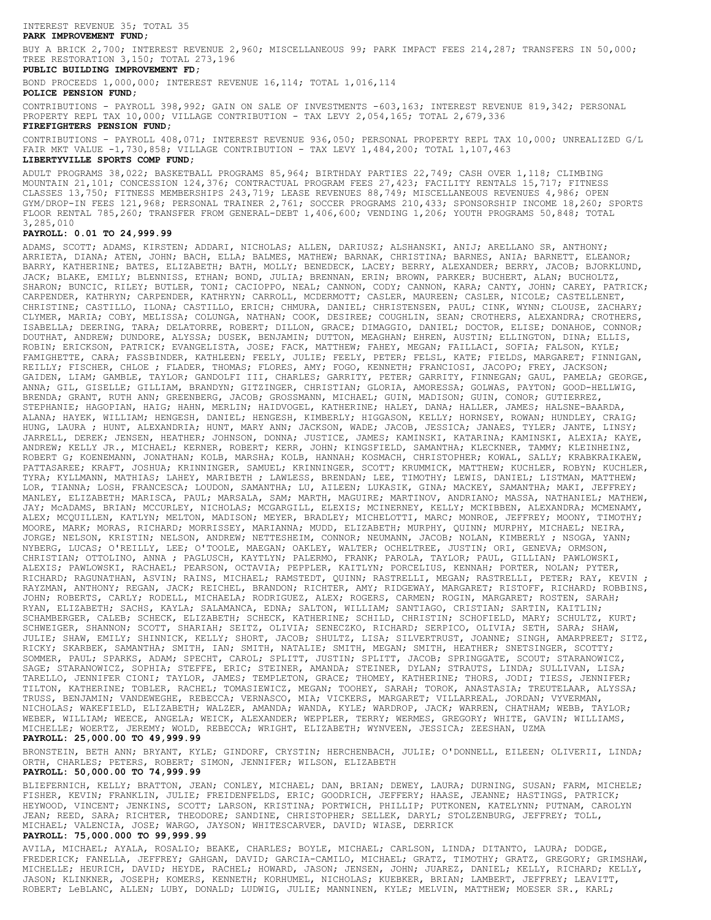INTEREST REVENUE 35; TOTAL 35

**PARK IMPROVEMENT FUND;**

BUY A BRICK 2,700; INTEREST REVENUE 2,960; MISCELLANEOUS 99; PARK IMPACT FEES 214,287; TRANSFERS IN 50,000; TREE RESTORATION 3,150; TOTAL 273,196

**PUBLIC BUILDING IMPROVEMENT FD;**

BOND PROCEEDS 1,000,000; INTEREST REVENUE 16,114; TOTAL 1,016,114

**POLICE PENSION FUND;**

CONTRIBUTIONS - PAYROLL 398,992; GAIN ON SALE OF INVESTMENTS -603,163; INTEREST REVENUE 819,342; PERSONAL PROPERTY REPL TAX 10,000; VILLAGE CONTRIBUTION - TAX LEVY 2,054,165; TOTAL 2,679,336

**FIREFIGHTERS PENSION FUND;**

CONTRIBUTIONS - PAYROLL 408,071; INTEREST REVENUE 936,050; PERSONAL PROPERTY REPL TAX 10,000; UNREALIZED G/L FAIR MKT VALUE -1,730,858; VILLAGE CONTRIBUTION - TAX LEVY 1,484,200; TOTAL 1,107,463

**LIBERTYVILLE SPORTS COMP FUND;**

ADULT PROGRAMS 38,022; BASKETBALL PROGRAMS 85,964; BIRTHDAY PARTIES 22,749; CASH OVER 1,118; CLIMBING MOUNTAIN 21,101; CONCESSION 124,376; CONTRACTUAL PROGRAM FEES 27,423; FACILITY RENTALS 15,717; FITNESS CLASSES 13,750; FITNESS MEMBERSHIPS 243,719; LEASE REVENUES 88,749; MISCELLANEOUS REVENUES 4,986; OPEN GYM/DROP-IN FEES 121,968; PERSONAL TRAINER 2,761; SOCCER PROGRAMS 210,433; SPONSORSHIP INCOME 18,260; SPORTS FLOOR RENTAL 785,260; TRANSFER FROM GENERAL-DEBT 1,406,600; VENDING 1,206; YOUTH PROGRAMS 50,848; TOTAL 3,285,010

**PAYROLL: 0.01 TO 24,999.99**

ADAMS, SCOTT; ADAMS, KIRSTEN; ADDARI, NICHOLAS; ALLEN, DARIUSZ; ALSHANSKI, ANIJ; ARELLANO SR, ANTHONY; ARRIETA, DIANA; ATEN, JOHN; BACH, ELLA; BALMES, MATHEW; BARNAK, CHRISTINA; BARNES, ANIA; BARNETT, ELEANOR; BARRY, KATHERINE; BATES, ELIZABETH; BATH, MOLLY; BENEDECK, LACEY; BERRY, ALEXANDER; BERRY, JACOB; BJORKLUND, JACK; BLAKE, EMILY; BLENNISS, ETHAN; BOND, JULIA; BRENNAN, ERIN; BROWN, PARKER; BUCHERT, ALAN; BUCHOLTZ, SHARON; BUNCIC, RILEY; BUTLER, TONI; CACIOPPO, NEAL; CANNON, CODY; CANNON, KARA; CANTY, JOHN; CAREY, PATRICK; CARPENDER, KATHRYN; CARPENDER, KATHRYN; CARROLL, MCDERMOTT; CASLER, MAUREEN; CASLER, NICOLE; CASTELLENET, CHRISTINE; CASTILLO, ILONA; CASTILLO, ERICH; CHMURA, DANIEL; CHRISTENSEN, PAUL; CINK, WYNN; CLOUSE, ZACHARY; CLYMER, MARIA; COBY, MELISSA; COLUNGA, NATHAN; COOK, DESIREE; COUGHLIN, SEAN; CROTHERS, ALEXANDRA; CROTHERS, ISABELLA; DEERING, TARA; DELATORRE, ROBERT; DILLON, GRACE; DIMAGGIO, DANIEL; DOCTOR, ELISE; DONAHOE, CONNOR; DOUTHAT, ANDREW; DUNDORE, ALYSSA; DUSEK, BENJAMIN; DUTTON, MEAGHAN; EHREN, AUSTIN; ELLINGTON, DINA; ELLIS, ROBIN; ERICKSON, PATRICK; EVANGELISTA, JOSE; FACK, MATTHEW; FAHEY, MEGAN; FAILLACI, SOFIA; FALSON, KYLE; FAMIGHETTE, CARA; FASSBINDER, KATHLEEN; FEELY, JULIE; FEELY, PETER; FELSL, KATE; FIELDS, MARGARET; FINNIGAN, REILLY; FISCHER, CHLOE ; FLADER, THOMAS; FLORES, AMY; FOGO, KENNETH; FRANCIOSI, JACOPO; FREY, JACKSON; GAIDEN, LIAM; GAMBLE, TAYLOR; GANDOLFI III, CHARLES; GARRITY, PETER; GARRITY, FINNEGAN; GAUL, PAMELA; GEORGE, ANNA; GIL, GISELLE; GILLIAM, BRANDYN; GITZINGER, CHRISTIAN; GLORIA, AMORESSA; GOLWAS, PAYTON; GOOD-HELLWIG, BRENDA; GRANT, RUTH ANN; GREENBERG, JACOB; GROSSMANN, MICHAEL; GUIN, MADISON; GUIN, CONOR; GUTIERREZ, STEPHANIE; HAGOPIAN, HAIG; HAHN, MERLIN; HAIDVOGEL, KATHERINE; HALEY, DANA; HALLER, JAMES; HALSNE-BAARDA, ALANA; HAYEK, WILLIAM; HENGESH, DANIEL; HENGESH, KIMBERLY; HIGGASON, KELLY; HORNSEY, ROWAN; HUNDLEY, CRAIG; HUNG, LAURA ; HUNT, ALEXANDRIA; HUNT, MARY ANN; JACKSON, WADE; JACOB, JESSICA; JANAES, TYLER; JANTE, LINSY; JARRELL, DEREK; JENSEN, HEATHER; JOHNSON, DONNA; JUSTICE, JAMES; KAMINSKI, KATARINA; KAMINSKI, ALEXIA; KAYE, ANDREW; KELLY JR., MICHAEL; KERNER, ROBERT; KERR, JOHN; KINGSFIELD, SAMANTHA; KLECKNER, TAMMY; KLEINHEINZ, ROBERT G; KOENEMANN, JONATHAN; KOLB, MARSHA; KOLB, HANNAH; KOSMACH, CHRISTOPHER; KOWAL, SALLY; KRABKRAIKAEW, PATTASAREE; KRAFT, JOSHUA; KRINNINGER, SAMUEL; KRINNINGER, SCOTT; KRUMMICK, MATTHEW; KUCHLER, ROBYN; KUCHLER, TYRA; KYLLMANN, MATHIAS; LAHEY, MARIBETH ; LAWLESS, BRENDAN; LEE, TIMOTHY; LEWIS, DANIEL; LISTMAN, MATTHEW; LOR, TIANNA; LOSH, FRANCESCA; LOUDON, SAMANTHA; LU, AILEEN; LUKASIK, GINA; MACKEY, SAMANTHA; MAKI, JEFFREY; MANLEY, ELIZABETH; MARISCA, PAUL; MARSALA, SAM; MARTH, MAGUIRE; MARTINOV, ANDRIANO; MASSA, NATHANIEL; MATHEW, JAY; McADAMS, BRIAN; MCCURLEY, NICHOLAS; MCGARGILL, ELEXIS; MCINERNEY, KELLY; MCKIBBEN, ALEXANDRA; MCMENAMY, ALEX; MCQUILLEN, KATLYN; MELTON, MADISON; MEYER, BRADLEY; MICHELOTTI, MARC; MONROE, JEFFREY; MOONY, TIMOTHY; MOORE, MARK; MORAS, RICHARD; MORRISSEY, MARIANNA; MUDD, ELIZABETH; MURPHY, QUINN; MURPHY, MICHAEL; NEIRA, JORGE; NELSON, KRISTIN; NELSON, ANDREW; NETTESHEIM, CONNOR; NEUMANN, JACOB; NOLAN, KIMBERLY ; NSOGA, YANN; NYBERG, LUCAS; O'REILLY, LEE; O'TOOLE, MAEGAN; OAKLEY, WALTER; OCHELTREE, JUSTIN; ORI, GENEVA; ORMSON, CHRISTIAN; OTTOLINO, ANNA ; PAGLUSCH, KAYTLYN; PALERMO, FRANK; PAROLA, TAYLOR; PAUL, GILLIAN; PAWLOWSKI, ALEXIS; PAWLOWSKI, RACHAEL; PEARSON, OCTAVIA; PEPPLER, KAITLYN; PORCELIUS, KENNAH; PORTER, NOLAN; PYTER, RICHARD; RAGUNATHAN, ASVIN; RAINS, MICHAEL; RAMSTEDT, QUINN; RASTRELLI, MEGAN; RASTRELLI, PETER; RAY, KEVIN ; RAYZMAN, ANTHONY; REGAN, JACK; REICHEL, BRANDON; RICHTER, AMY; RIDGEWAY, MARGARET; RISTOFF, RICHARD; ROBBINS, JOHN; ROBERTS, CARLY; RODELL, MICHAELA; RODRIGUEZ, ALEX; ROGERS, CARMEN; ROGIN, MARGARET; ROSTEN, SARAH; RYAN, ELIZABETH; SACHS, KAYLA; SALAMANCA, EDNA; SALTON, WILLIAM; SANTIAGO, CRISTIAN; SARTIN, KAITLIN; SCHAMBERGER, CALEB; SCHECK, ELIZABETH; SCHECK, KATHERINE; SCHILD, CHRISTIN; SCHOFIELD, MARY; SCHULTZ, KURT; SCHWEIGER, SHANNON; SCOTT, SHARIAH; SEITZ, OLIVIA; SENECZKO, RICHARD; SERPICO, OLIVIA; SETH, SARA; SHAW, JULIE; SHAW, EMILY; SHINNICK, KELLY; SHORT, JACOB; SHULTZ, LISA; SILVERTRUST, JOANNE; SINGH, AMARPREET; SITZ, RICKY; SKARBEK, SAMANTHA; SMITH, IAN; SMITH, NATALIE; SMITH, MEGAN; SMITH, HEATHER; SNETSINGER, SCOTTY; SOMMER, PAUL; SPARKS, ADAM; SPECHT, CAROL; SPLITT, JUSTIN; SPLITT, JACOB; SPRINGGATE, SCOUT; STARANOWICZ, SAGE; STARANOWICZ, SOPHIA; STEFFE, ERIC; STEINER, AMANDA; STEINER, DYLAN; STRAUTS, LINDA; SULLIVAN, LISA; TARELLO, JENNIFER CIONI; TAYLOR, JAMES; TEMPLETON, GRACE; THOMEY, KATHERINE; THORS, JODI; TIESS, JENNIFER; TILTON, KATHERINE; TOBLER, RACHEL; TOMASIEWICZ, MEGAN; TOOHEY, SARAH; TOROK, ANASTASIA; TREUTELAAR, ALYSSA; TRUSS, BENJAMIN; VANDEWEGHE, REBECCA; VERNASCO, MIA; VICKERS, MARGARET; VILLARREAL, JORDAN; VYVERMAN, NICHOLAS; WAKEFIELD, ELIZABETH; WALZER, AMANDA; WANDA, KYLE; WARDROP, JACK; WARREN, CHATHAM; WEBB, TAYLOR; WEBER, WILLIAM; WEECE, ANGELA; WEICK, ALEXANDER; WEPPLER, TERRY; WERMES, GREGORY; WHITE, GAVIN; WILLIAMS, MICHELLE; WOERTZ, JEREMY; WOLD, REBECCA; WRIGHT, ELIZABETH; WYNVEEN, JESSICA; ZEESHAN, UZMA

**PAYROLL: 25,000.00 TO 49,999.99**

BRONSTEIN, BETH ANN; BRYANT, KYLE; GINDORF, CRYSTIN; HERCHENBACH, JULIE; O'DONNELL, EILEEN; OLIVERII, LINDA; ORTH, CHARLES; PETERS, ROBERT; SIMON, JENNIFER; WILSON, ELIZABETH

**PAYROLL: 50,000.00 TO 74,999.99**

BLIEFERNICH, KELLY; BRATTON, JEAN; CONLEY, MICHAEL; DAN, BRIAN; DEWEY, LAURA; DURNING, SUSAN; FARM, MICHELE; FISHER, KEVIN; FRANKLIN, JULIE; FREIDENFELDS, ERIC; GOODRICH, JEFFERY; HAASE, JEANNE; HASTINGS, PATRICK; HEYWOOD, VINCENT; JENKINS, SCOTT; LARSON, KRISTINA; PORTWICH, PHILLIP; PUTKONEN, KATELYNN; PUTNAM, CAROLYN JEAN; REED, SARA; RICHTER, THEODORE; SANDINE, CHRISTOPHER; SELLEK, DARYL; STOLZENBURG, JEFFREY; TOLL, MICHAEL; VALENCIA, JOSE; WARGO, JAYSON; WHITESCARVER, DAVID; WIASE, DERRICK

**PAYROLL: 75,000.000 TO 99,999.99**

AVILA, MICHAEL; AYALA, ROSALIO; BEAKE, CHARLES; BOYLE, MICHAEL; CARLSON, LINDA; DITANTO, LAURA; DODGE, FREDERICK; FANELLA, JEFFREY; GAHGAN, DAVID; GARCIA-CAMILO, MICHAEL; GRATZ, TIMOTHY; GRATZ, GREGORY; GRIMSHAW, MICHELLE; HEURICH, DAVID; HEYDE, RACHEL; HOWARD, JASON; JENSEN, JOHN; JUAREZ, DANIEL; KELLY, RICHARD; KELLY, JASON; KLINKNER, JOSEPH; KOMERS, KENNETH; KORHUMEL, NICHOLAS; KUEBKER, BRIAN; LAMBERT, JEFFREY; LEAVITT, ROBERT; LeBLANC, ALLEN; LUBY, DONALD; LUDWIG, JULIE; MANNINEN, KYLE; MELVIN, MATTHEW; MOESER SR., KARL;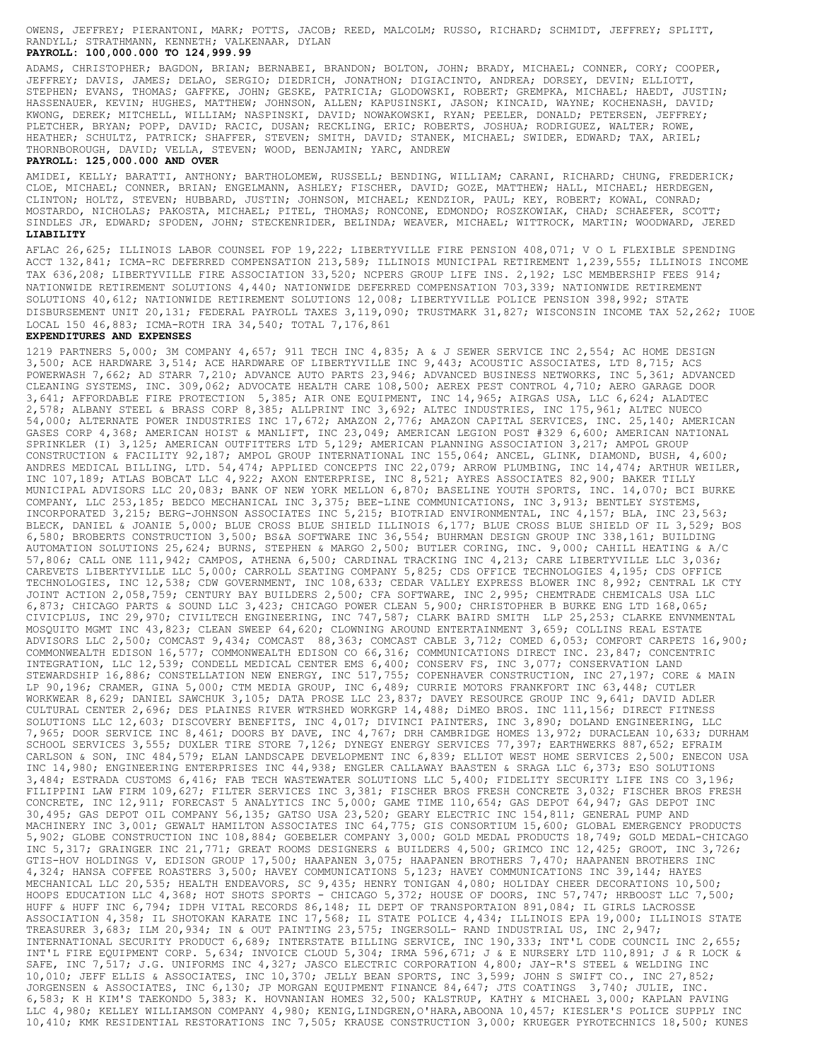OWENS, JEFFREY; PIERANTONI, MARK; POTTS, JACOB; REED, MALCOLM; RUSSO, RICHARD; SCHMIDT, JEFFREY; SPLITT, RANDYLL; STRATHMANN, KENNETH; VALKENAAR, DYLAN

**PAYROLL: 100,000.000 TO 124,999.99**

ADAMS, CHRISTOPHER; BAGDON, BRIAN; BERNABEI, BRANDON; BOLTON, JOHN; BRADY, MICHAEL; CONNER, CORY; COOPER, JEFFREY; DAVIS, JAMES; DELAO, SERGIO; DIEDRICH, JONATHON; DIGIACINTO, ANDREA; DORSEY, DEVIN; ELLIOTT, STEPHEN; EVANS, THOMAS; GAFFKE, JOHN; GESKE, PATRICIA; GLODOWSKI, ROBERT; GREMPKA, MICHAEL; HAEDT, JUSTIN; HASSENAUER, KEVIN; HUGHES, MATTHEW; JOHNSON, ALLEN; KAPUSINSKI, JASON; KINCAID, WAYNE; KOCHENASH, DAVID; KWONG, DEREK; MITCHELL, WILLIAM; NASPINSKI, DAVID; NOWAKOWSKI, RYAN; PEELER, DONALD; PETERSEN, JEFFREY; PLETCHER, BRYAN; POPP, DAVID; RACIC, DUSAN; RECKLING, ERIC; ROBERTS, JOSHUA; RODRIGUEZ, WALTER; ROWE, HEATHER; SCHULTZ, PATRICK; SHAFFER, STEVEN; SMITH, DAVID; STANEK, MICHAEL; SWIDER, EDWARD; TAX, ARIEL; THORNBOROUGH, DAVID; VELLA, STEVEN; WOOD, BENJAMIN; YARC, ANDREW

**PAYROLL: 125,000.000 AND OVER**

AMIDEI, KELLY; BARATTI, ANTHONY; BARTHOLOMEW, RUSSELL; BENDING, WILLIAM; CARANI, RICHARD; CHUNG, FREDERICK; CLOE, MICHAEL; CONNER, BRIAN; ENGELMANN, ASHLEY; FISCHER, DAVID; GOZE, MATTHEW; HALL, MICHAEL; HERDEGEN, CLINTON; HOLTZ, STEVEN; HUBBARD, JUSTIN; JOHNSON, MICHAEL; KENDZIOR, PAUL; KEY, ROBERT; KOWAL, CONRAD; MOSTARDO, NICHOLAS; PAKOSTA, MICHAEL; PITEL, THOMAS; RONCONE, EDMONDO; ROSZKOWIAK, CHAD; SCHAEFER, SCOTT; SINDLES JR, EDWARD; SPODEN, JOHN; STECKENRIDER, BELINDA; WEAVER, MICHAEL; WITTROCK, MARTIN; WOODWARD, JERED

**LIABILITY**

AFLAC 26,625; ILLINOIS LABOR COUNSEL FOP 19,222; LIBERTYVILLE FIRE PENSION 408,071; V O L FLEXIBLE SPENDING ACCT 132,841; ICMA-RC DEFERRED COMPENSATION 213,589; ILLINOIS MUNICIPAL RETIREMENT 1,239,555; ILLINOIS INCOME TAX 636,208; LIBERTYVILLE FIRE ASSOCIATION 33,520; NCPERS GROUP LIFE INS. 2,192; LSC MEMBERSHIP FEES 914; NATIONWIDE RETIREMENT SOLUTIONS 4,440; NATIONWIDE DEFERRED COMPENSATION 703,339; NATIONWIDE RETIREMENT SOLUTIONS 40,612; NATIONWIDE RETIREMENT SOLUTIONS 12,008; LIBERTYVILLE POLICE PENSION 398,992; STATE DISBURSEMENT UNIT 20,131; FEDERAL PAYROLL TAXES 3,119,090; TRUSTMARK 31,827; WISCONSIN INCOME TAX 52,262; IUOE LOCAL 150 46,883; ICMA-ROTH IRA 34,540; TOTAL 7,176,861

**EXPENDITURES AND EXPENSES**

1219 PARTNERS 5,000; 3M COMPANY 4,657; 911 TECH INC 4,835; A & J SEWER SERVICE INC 2,554; AC HOME DESIGN 3,500; ACE HARDWARE 3,514; ACE HARDWARE OF LIBERTYVILLE INC 9,443; ACOUSTIC ASSOCIATES, LTD 8,715; ACS POWERWASH 7,662; AD STARR 7,210; ADVANCE AUTO PARTS 23,946; ADVANCED BUSINESS NETWORKS, INC 5,361; ADVANCED CLEANING SYSTEMS, INC. 309,062; ADVOCATE HEALTH CARE 108,500; AEREX PEST CONTROL 4,710; AERO GARAGE DOOR 3,641; AFFORDABLE FIRE PROTECTION 5,385; AIR ONE EQUIPMENT, INC 14,965; AIRGAS USA, LLC 6,624; ALADTEC 2,578; ALBANY STEEL & BRASS CORP 8,385; ALLPRINT INC 3,692; ALTEC INDUSTRIES, INC 175,961; ALTEC NUECO 54,000; ALTERNATE POWER INDUSTRIES INC 17,672; AMAZON 2,776; AMAZON CAPITAL SERVICES, INC. 25,140; AMERICAN GASES CORP 4,368; AMERICAN HOIST & MANLIFT, INC 23,049; AMERICAN LEGION POST #329 6,600; AMERICAN NATIONAL SPRINKLER (I) 3,125; AMERICAN OUTFITTERS LTD 5,129; AMERICAN PLANNING ASSOCIATION 3,217; AMPOL GROUP CONSTRUCTION & FACILITY 92,187; AMPOL GROUP INTERNATIONAL INC 155,064; ANCEL, GLINK, DIAMOND, BUSH, 4,600; ANDRES MEDICAL BILLING, LTD. 54,474; APPLIED CONCEPTS INC 22,079; ARROW PLUMBING, INC 14,474; ARTHUR WEILER, INC 107,189; ATLAS BOBCAT LLC 4,922; AXON ENTERPRISE, INC 8,521; AYRES ASSOCIATES 82,900; BAKER TILLY MUNICIPAL ADVISORS LLC 20,083; BANK OF NEW YORK MELLON 6,870; BASELINE YOUTH SPORTS, INC. 14,070; BCI BURKE COMPANY, LLC 253,185; BEDCO MECHANICAL INC 3,375; BEE-LINE COMMUNICATIONS, INC 3,913; BENTLEY SYSTEMS, INCORPORATED 3,215; BERG-JOHNSON ASSOCIATES INC 5,215; BIOTRIAD ENVIRONMENTAL, INC 4,157; BLA, INC 23,563; BLECK, DANIEL & JOANIE 5,000; BLUE CROSS BLUE SHIELD ILLINOIS 6,177; BLUE CROSS BLUE SHIELD OF IL 3,529; BOS 6,580; BROBERTS CONSTRUCTION 3,500; BS&A SOFTWARE INC 36,554; BUHRMAN DESIGN GROUP INC 338,161; BUILDING AUTOMATION SOLUTIONS 25,624; BURNS, STEPHEN & MARGO 2,500; BUTLER CORING, INC. 9,000; CAHILL HEATING & A/C 57,806; CALL ONE 111,942; CAMPOS, ATHENA 6,500; CARDINAL TRACKING INC 4,213; CARE LIBERTYVILLE LLC 3,036; CAREVETS LIBERTYVILLE LLC 5,000; CARROLL SEATING COMPANY 5,825; CDS OFFICE TECHNOLOGIES 4,195; CDS OFFICE TECHNOLOGIES, INC 12,538; CDW GOVERNMENT, INC 108,633; CEDAR VALLEY EXPRESS BLOWER INC 8,992; CENTRAL LK CTY JOINT ACTION 2,058,759; CENTURY BAY BUILDERS 2,500; CFA SOFTWARE, INC 2,995; CHEMTRADE CHEMICALS USA LLC 6,873; CHICAGO PARTS & SOUND LLC 3,423; CHICAGO POWER CLEAN 5,900; CHRISTOPHER B BURKE ENG LTD 168,065; CIVICPLUS, INC 29,970; CIVILTECH ENGINEERING, INC 747,587; CLARK BAIRD SMITH LLP 25,253; CLARKE ENVNMENTAL MOSQUITO MGMT INC 43,823; CLEAN SWEEP 64,620; CLOWNING AROUND ENTERTAINMENT 3,659; COLLINS REAL ESTATE ADVISORS LLC 2,500; COMCAST 9,434; COMCAST 88,363; COMCAST CABLE 3,712; COMED 6,053; COMFORT CARPETS 16,900; COMMONWEALTH EDISON 16,577; COMMONWEALTH EDISON CO 66,316; COMMUNICATIONS DIRECT INC. 23,847; CONCENTRIC INTEGRATION, LLC 12,539; CONDELL MEDICAL CENTER EMS 6,400; CONSERV FS, INC 3,077; CONSERVATION LAND STEWARDSHIP 16,886; CONSTELLATION NEW ENERGY, INC 517,755; COPENHAVER CONSTRUCTION, INC 27,197; CORE & MAIN LP 90,196; CRAMER, GINA 5,000; CTM MEDIA GROUP, INC 6,489; CURRIE MOTORS FRANKFORT INC 63,448; CUTLER WORKWEAR 8,629; DANIEL SAWCHUK 3,105; DATA PROSE LLC 23,837; DAVEY RESOURCE GROUP INC 9,641; DAVID ADLER CULTURAL CENTER 2,696; DES PLAINES RIVER WTRSHED WORKGRP 14,488; DiMEO BROS. INC 111,156; DIRECT FITNESS SOLUTIONS LLC 12,603; DISCOVERY BENEFITS, INC 4,017; DIVINCI PAINTERS, INC 3,890; DOLAND ENGINEERING, LLC 7,965; DOOR SERVICE INC 8,461; DOORS BY DAVE, INC 4,767; DRH CAMBRIDGE HOMES 13,972; DURACLEAN 10,633; DURHAM SCHOOL SERVICES 3,555; DUXLER TIRE STORE 7,126; DYNEGY ENERGY SERVICES 77,397; EARTHWERKS 887,652; EFRAIM CARLSON & SON, INC 484,579; ELAN LANDSCAPE DEVELOPMENT INC 6,839; ELLIOT WEST HOME SERVICES 2,500; ENECON USA INC 14,980; ENGINEERING ENTERPRISES INC 44,938; ENGLER CALLAWAY BAASTEN & SRAGA LLC 6,373; ESO SOLUTIONS 3,484; ESTRADA CUSTOMS 6,416; FAB TECH WASTEWATER SOLUTIONS LLC 5,400; FIDELITY SECURITY LIFE INS CO 3,196; FILIPPINI LAW FIRM 109,627; FILTER SERVICES INC 3,381; FISCHER BROS FRESH CONCRETE 3,032; FISCHER BROS FRESH CONCRETE, INC 12,911; FORECAST 5 ANALYTICS INC 5,000; GAME TIME 110,654; GAS DEPOT 64,947; GAS DEPOT INC 30,495; GAS DEPOT OIL COMPANY 56,135; GATSO USA 23,520; GEARY ELECTRIC INC 154,811; GENERAL PUMP AND MACHINERY INC 3,001; GEWALT HAMILTON ASSOCIATES INC 64,775; GIS CONSORTIUM 15,600; GLOBAL EMERGENCY PRODUCTS 5,902; GLOBE CONSTRUCTION INC 108,884; GOEBELER COMPANY 3,000; GOLD MEDAL PRODUCTS 18,749; GOLD MEDAL-CHICAGO INC 5,317; GRAINGER INC 21,771; GREAT ROOMS DESIGNERS & BUILDERS 4,500; GRIMCO INC 12,425; GROOT, INC 3,726; GTIS-HOV HOLDINGS V, EDISON GROUP 17,500; HAAPANEN 3,075; HAAPANEN BROTHERS 7,470; HAAPANEN BROTHERS INC 4,324; HANSA COFFEE ROASTERS 3,500; HAVEY COMMUNICATIONS 5,123; HAVEY COMMUNICATIONS INC 39,144; HAYES MECHANICAL LLC 20,535; HEALTH ENDEAVORS, SC 9,435; HENRY TONIGAN 4,080; HOLIDAY CHEER DECORATIONS 10,500; HOOPS EDUCATION LLC 4,368; HOT SHOTS SPORTS - CHICAGO 5,372; HOUSE OF DOORS, INC 57,747; HRBOOST LLC 7,500; HUFF & HUFF INC 6,794; IDPH VITAL RECORDS 86,148; IL DEPT OF TRANSPORTAION 891,084; IL GIRLS LACROSSE ASSOCIATION 4,358; IL SHOTOKAN KARATE INC 17,568; IL STATE POLICE 4,434; ILLINOIS EPA 19,000; ILLINOIS STATE TREASURER 3,683; ILM 20,934; IN & OUT PAINTING 23,575; INGERSOLL- RAND INDUSTRIAL US, INC 2,947; INTERNATIONAL SECURITY PRODUCT 6,689; INTERSTATE BILLING SERVICE, INC 190,333; INT'L CODE COUNCIL INC 2,655; INT'L FIRE EQUIPMENT CORP. 5,634; INVOICE CLOUD 5,304; IRMA 596,671; J & E NURSERY LTD 110,891; J & R LOCK & SAFE, INC 7,517; J.G. UNIFORMS INC 4,327; JASCO ELECTRIC CORPORATION 4,800; JAY-R'S STEEL & WELDING INC 10,010; JEFF ELLIS & ASSOCIATES, INC 10,370; JELLY BEAN SPORTS, INC 3,599; JOHN S SWIFT CO., INC 27,852; JORGENSEN & ASSOCIATES, INC 6,130; JP MORGAN EQUIPMENT FINANCE 84,647; JTS COATINGS 3,740; JULIE, INC. 6,583; K H KIM'S TAEKONDO 5,383; K. HOVNANIAN HOMES 32,500; KALSTRUP, KATHY & MICHAEL 3,000; KAPLAN PAVING LLC 4,980; KELLEY WILLIAMSON COMPANY 4,980; KENIG,LINDGREN,O'HARA,ABOONA 10,457; KIESLER'S POLICE SUPPLY INC 10,410; KMK RESIDENTIAL RESTORATIONS INC 7,505; KRAUSE CONSTRUCTION 3,000; KRUEGER PYROTECHNICS 18,500; KUNES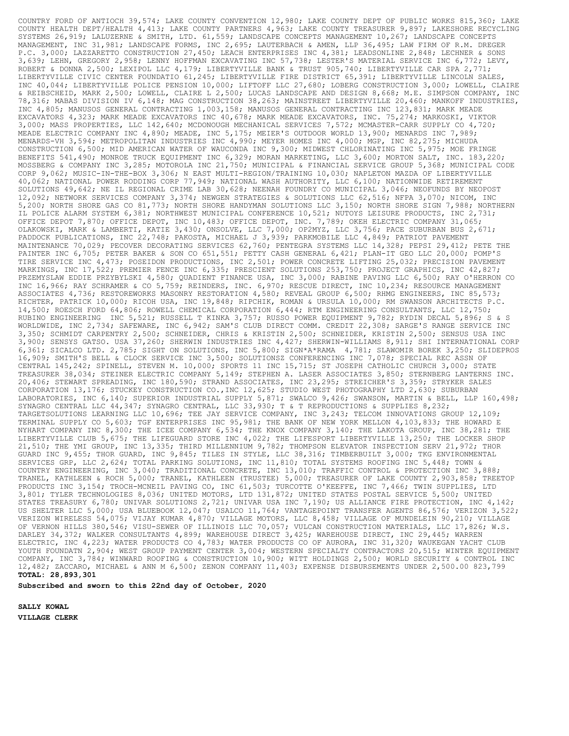COUNTRY FORD OF ANTIOCH 39,574; LAKE COUNTY CONVENTION 12,980; LAKE COUNTY DEPT OF PUBLIC WORKS 815,360; LAKE COUNTY HEALTH DEPT/HEALTH 4,413; LAKE COUNTY PARTNERS 4,963; LAKE COUNTY TREASURER 9,897; LAKESHORE RECYCLING SYSTEMS 26,919; LALUZERNE & SMITH, LTD. 61,559; LANDSCAPE CONCEPTS MANAGEMENT 10,267; LANDSCAPE CONCEPTS MANAGEMENT, INC 31,981; LANDSCAPE FORMS, INC 2,695; LAUTERBACH & AMEN, LLP 36,495; LAW FIRM OF R.M. DREGER P.C. 3,000; LAZZARETTO CONSTRUCTION 27,450; LEACH ENTERPRISES INC 4,381; LEADSONLINE 2,848; LECHNER & SONS 3,639; LEHN, GREGORY 2,958; LENNY HOFFMAN EXCAVATING INC 57,738; LESTER'S MATERIAL SERVICE INC 6,772; LEVY, ROBERT & DONNA 2,500; LEXIPOL LLC 4,179; LIBERTYVILLE BANK & TRUST 905,740; LIBERTYVILLE CAR SPA 2,771; LIBERTYVILLE CIVIC CENTER FOUNDATIO 61,245; LIBERTYVILLE FIRE DISTRICT 65,391; LIBERTYVILLE LINCOLN SALES, INC 40,044; LIBERTYVILLE POLICE PENSION 10,000; LIFTOFF LLC 27,680; LOBERG CONSTRUCTION 3,000; LOWELL, CLAIRE & REIBSCHEID, MARK 2,500; LOWELL, CLAIRE L 2,500; LUCAS LANDSCAPE AND DESIGN 8,668; M.E. SIMPSON COMPANY, INC 78,316; MABAS DIVISION IV 6,148; MAG CONSTRUCTION 38,263; MAINSTREET LIBERTYVILLE 20,460; MANKOFF INDUSTRIES, INC 4,805; MANUSOS GENERAL CONTRACTING 1,003,158; MANUSOS GENERAL CONTRACTING INC 123,831; MARK MEADE EXCAVATORS 4,323; MARK MEADE EXCAVATORS INC 40,678; MARK MEADE EXCAVATORS, INC. 75,274; MARKOSKI, VIKTOR 3,000; MASS PROPERTIES, LLC 142,640; MCDONOUGH MECHANICAL SERVICES 7,572; MCMASTER-CARR SUPPLY CO 4,720; MEADE ELECTRIC COMPANY INC 4,890; MEADE, INC 5,175; MEIER'S OUTDOOR WORLD 13,900; MENARDS INC 7,989; MENARDS-VH 3,594; METROPOLITAN INDUSTRIES INC 4,990; MEYER HOMES INC 4,000; MGP, INC 82,275; MICHUDA CONSTRUCTION 6,500; MID AMERICAN WATER OF WAUCONDA INC 9,300; MIDWEST CHLORINATING INC 5,975; MOE FRINGE BENEFITS 541,490; MONROE TRUCK EQUIPMENT INC 6,329; MORAN MARKETING, LLC 3,600; MORTON SALT, INC. 183,220; MOSSBERG & COMPANY INC 3,285; MOTOROLA INC 21,750; MUNICIPAL & FINANCIAL SERVICE GROUP 5,368; MUNICIPAL CODE CORP 9,062; MUSIC-IN-THE-BOX 3,306; N EAST MULTI-REGION/TRAINING 10,030; NAPLETON MAZDA OF LIBERTYVILLE 40,062; NATIONAL POWER RODDING CORP 77,949; NATIONAL WASH AUTHORITY, LLC 6,100; NATIONWIDE RETIREMENT SOLUTIONS 49,642; NE IL REGIONAL CRIME LAB 30,628; NEENAH FOUNDRY CO MUNICIPAL 3,046; NEOFUNDS BY NEOPOST 12,092; NETWORK SERVICES COMPANY 3,374; NEWGEN STRATEGIES & SOLUTIONS LLC 62,516; NFPA 3,070; NICOM, INC 5,200; NORTH SHORE GAS CO 81,773; NORTH SHORE HANDYMAN SOLUTIONS LLC 3,150; NORTH SHORE SIGN 7,988; NORTHERN IL POLICE ALARM SYSTEM 6,381; NORTHWEST MUNICIPAL CONFERENCE 10,521; NUTOYS LEISURE PRODUCTS, INC 2,731; OFFICE DEPOT 7,870; OFFICE DEPOT, INC 10,483; OFFICE DEPOT, INC. 7,789; OKEH ELECTRIC COMPANY 31,065; OLAKOWSKI, MARK & LAMBERTI, KATIE 3,430; ONSOLVE, LLC 7,000; OP2MYZ, LLC 3,756; PACE SUBURBAN BUS 2,671; PADDOCK PUBLICATIONS, INC 22,748; PAKOSTA, MICHAEL J 3,939; PARKMOBILE LLC 4,849; PATRIOT PAVEMENT MAINTENANCE 70,029; PECOVER DECORATING SERVICES 62,760; PENTEGRA SYSTEMS LLC 14,328; PEPSI 29,412; PETE THE PAINTER INC 6,705; PETER BAKER & SON CO 651,551; PETTY CASH GENERAL 6,421; PLAN-IT GEO LLC 20,000; POMP'S TIRE SERVICE INC 4,473; POSEIDON PRODUCTIONS, INC 2,501; POWER CONCRETE LIFTING 25,032; PRECISION PAVEMENT MARKINGS, INC 17,522; PREMIER FENCE INC 6,335; PRESCIENT SOLUTIONS 253,750; PROJECT GRAPHICS, INC 42,827; PRZEMYSLAW EDDIE PRZYBYLSKI 4,580; QUADIENT FINANCE USA, INC 3,000; RABINE PAVING LLC 6,500; RAY O'HERRON CO INC 16,966; RAY SCHRAMER & CO 5,759; REINDERS, INC. 6,970; RESCUE DIRECT, INC 10,234; RESOURCE MANAGEMENT ASSOCIATES 4,736; RESTOREWORKS MASONRY RESTORATION 4,580; REVEAL GROUP 6,500; RHMG ENGINEERS, INC 85,573; RICHTER, PATRICK 10,000; RICOH USA, INC 19,848; RIPCHIK, ROMAN & URSULA 10,000; RM SWANSON ARCHITECTS P.C. 14,500; ROESCH FORD 64,806; ROWELL CHEMICAL CORPORATION 6,444; RTM ENGINEERING CONSULTANTS, LLC 12,750; RUBINO ENGINEERING INC 5,521; RUSSELL T KINKA 3,757; RUSSO POWER EQUIPMENT 9,782; RYDIN DECAL 5,896; S & S WORLDWIDE, INC 2,734; SAFEWARE, INC 6,942; SAM'S CLUB DIRECT COMM. CREDIT 22,308; SARGE'S RANGE SERVICE INC 3,350; SCHMIDT CARPENTRY 2,500; SCHNEIDER, CHRIS & KRISTIN 2,500; SCHNEIDER, KRISTIN 2,500; SENSUS USA INC 3,900; SENSYS GATSO. USA 37,260; SHERWIN INDUSTRIES INC 4,427; SHERWIN-WILLIAMS 8,911; SHI INTERNATIONAL CORP 6,361; SICALCO LTD. 2,785; SIGHT ON SOLUTIONS, INC 5,800; SIGN*A*RAMA 4,781; SLAWOMIR BOREK 3,250; SLIDEPROS 16,909; SMITH'S BELL & CLOCK SERVICE INC 3,500; SOLUTIONSZ CONFERENCING INC 7,078; SPECIAL REC ASSN OF CENTRAL 145,242; SPINELL, STEVEN M. 10,000; SPORTS 11 INC 15,715; ST JOSEPH CATHOLIC CHURCH 3,000; STATE TREASURER 38,034; STEINER ELECTRIC COMPANY 5,149; STEPHEN A. LASER ASSOCIATES 3,850; STERNBERG LANTERNS INC. 20,406; STEWART SPREADING, INC 180,590; STRAND ASSOCIATES, INC 23,295; STREICHER'S 3,359; STRYKER SALES CORPORATION 13,176; STUCKEY CONSTRUCTION CO.,INC 12,625; STUDIO WEST PHOTOGRAPHY LTD 2,630; SUBURBAN LABORATORIES, INC 6,140; SUPERIOR INDUSTRIAL SUPPLY 5,871; SWALCO 9,426; SWANSON, MARTIN & BELL, LLP 160,498; SYNAGRO CENTRAL LLC 44,347; SYNAGRO CENTRAL, LLC 33,930; T & T REPRODUCTIONS & SUPPLIES 8,232; TARGETSOLUTIONS LEARNING LLC 10,696; TEE JAY SERVICE COMPANY, INC 3,243; TELCOM INNOVATIONS GROUP 12,109; TERMINAL SUPPLY CO 5,603; TGF ENTERPRISES INC 95,981; THE BANK OF NEW YORK MELLON 4,103,833; THE HOWARD E NYHART COMPANY INC 8,300; THE ICEE COMPANY 6,534; THE KNOX COMPANY 3,140; THE LAKOTA GROUP, INC 38,281; THE LIBERTYVILLE CLUB 5,675; THE LIFEGUARD STORE INC 4,022; THE LIFESPORT LIBERTYVILLE 13,250; THE LOCKER SHOP 21,510; THE YMI GROUP, INC 13,335; THIRD MILLENNIUM 9,782; THOMPSON ELEVATOR INSPECTION SERV 21,972; THOR GUARD INC 9,455; THOR GUARD, INC 9,845; TILES IN STYLE, LLC 38,316; TIMBERBUILT 3,000; TKG ENVIRONMENTAL SERVICES GRP, LLC 2,624; TOTAL PARKING SOLUTIONS, INC 11,810; TOTAL SYSTEMS ROOFING INC 5,448; TOWN & COUNTRY ENGINEERING, INC 3,040; TRADITIONAL CONCRETE, INC 13,010; TRAFFIC CONTROL & PROTECTION INC 3,888; TRANEL, KATHLEEN & ROCH 5,000; TRANEL, KATHLEEN (TRUSTEE) 5,000; TREASURER OF LAKE COUNTY 2,903,858; TREETOP PRODUCTS INC 3,154; TROCH-MCNEIL PAVING CO, INC 61,503; TURCOTTE O'KEEFFE, INC 7,466; TWIN SUPPLIES, LTD 3,801; TYLER TECHNOLOGIES 8,036; UNITED MOTORS, LTD 131,872; UNITED STATES POSTAL SERVICE 5,500; UNITED STATES TREASURY 6,780; UNIVAR SOLUTIONS 2,721; UNIVAR USA INC 7,190; US ALLIANCE FIRE PROTECTION, INC 4,142; US SHELTER LLC 5,000; USA BLUEBOOK 12,047; USALCO 11,764; VANTAGEPOINT TRANSFER AGENTS 86,576; VERIZON 3,522; VERIZON WIRELESS 54,075; VIJAY KUMAR 4,870; VILLAGE MOTORS, LLC 8,458; VILLAGE OF MUNDELEIN 90,210; VILLAGE OF VERNON HILLS 380,546; VISU-SEWER OF ILLINOIS LLC 70,057; VULCAN CONSTRUCTION MATERIALS, LLC 17,826; W.S. DARLEY 34,372; WALKER CONSULTANTS 4,899; WAREHOUSE DIRECT 3,425; WAREHOUSE DIRECT, INC 29,445; WARREN ELECTRIC, INC 4,223; WATER PRODUCTS CO 4,783; WATER PRODUCTS CO OF AURORA, INC 31,320; WAUKEGAN YACHT CLUB YOUTH FOUNDATN 2,904; WEST GROUP PAYMENT CENTER 3,004; WESTERN SPECIALTY CONTRACTORS 20,515; WINTER EQUIPMENT COMPANY, INC 3,784; WINWARD ROOFING & CONSTRUCTION 10,900; WITT HOLDINGS 2,500; WORLD SECURITY & CONTROL INC 12,482; ZACCARO, MICHAEL & ANN M 6,500; ZENON COMPANY 11,403; EXPENSE DISBURSEMENTS UNDER 2,500.00 823,799

**TOTAL: 28,893,301**

**Subscribed and sworn to this 22nd day of October, 2020**

**SALLY KOWAL**

**VILLAGE CLERK**